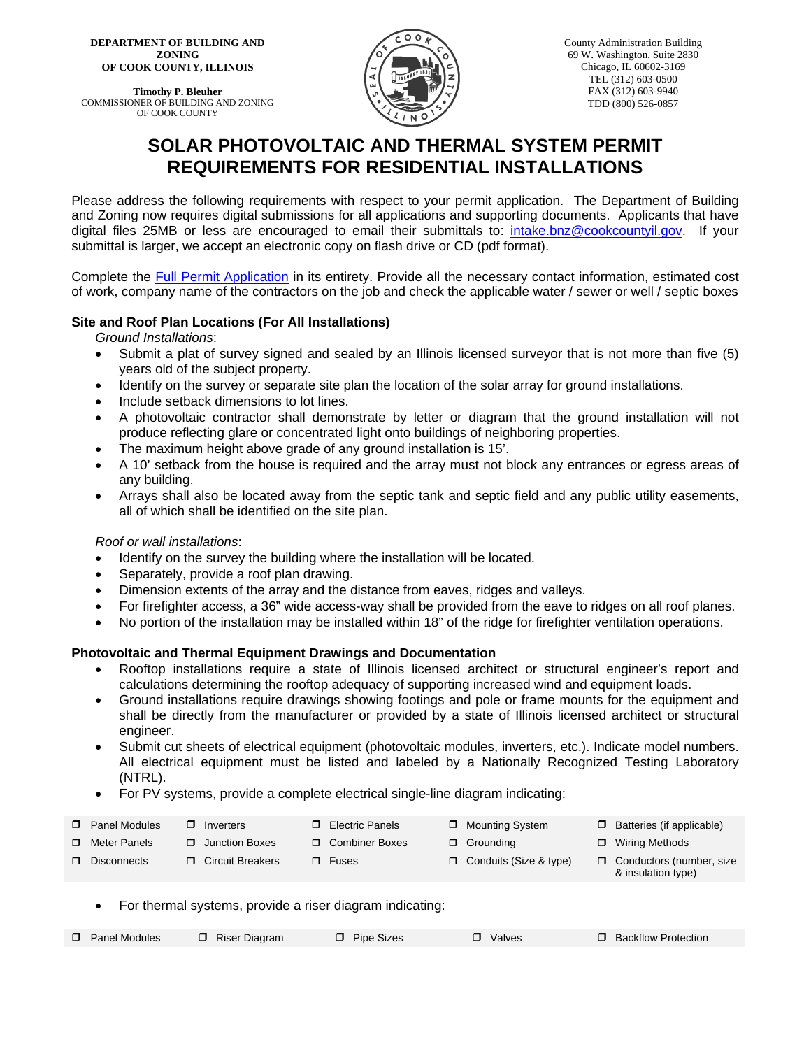**DEPARTMENT OF BUILDING AND ZONING OF COOK COUNTY, ILLINOIS**

**Timothy P. Bleuher**
COMMISSIONER OF BUILDING AND ZONING OF COOK COUNTY

County Administration Building
69 W. Washington, Suite 2830
Chicago, IL 60602-3169
TEL (312) 603-0500
FAX (312) 603-9940
TDD (800) 526-0857

# SOLAR PHOTOVOLTAIC AND THERMAL SYSTEM PERMIT REQUIREMENTS FOR RESIDENTIAL INSTALLATIONS

Please address the following requirements with respect to your permit application. The Department of Building and Zoning now requires digital submissions for all applications and supporting documents. Applicants that have digital files 25MB or less are encouraged to email their submittals to: intake.bnz@cookcountyil.gov. If your submittal is larger, we accept an electronic copy on flash drive or CD (pdf format).

Complete the Full Permit Application in its entirety. Provide all the necessary contact information, estimated cost of work, company name of the contractors on the job and check the applicable water / sewer or well / septic boxes

### Site and Roof Plan Locations (For All Installations)

*Ground Installations*:

- Submit a plat of survey signed and sealed by an Illinois licensed surveyor that is not more than five (5) years old of the subject property.
- Identify on the survey or separate site plan the location of the solar array for ground installations.
- Include setback dimensions to lot lines.
- A photovoltaic contractor shall demonstrate by letter or diagram that the ground installation will not produce reflecting glare or concentrated light onto buildings of neighboring properties.
- The maximum height above grade of any ground installation is 15'.
- A 10' setback from the house is required and the array must not block any entrances or egress areas of any building.
- Arrays shall also be located away from the septic tank and septic field and any public utility easements, all of which shall be identified on the site plan.

*Roof or wall installations*:

- Identify on the survey the building where the installation will be located.
- Separately, provide a roof plan drawing.
- Dimension extents of the array and the distance from eaves, ridges and valleys.
- For firefighter access, a 36" wide access-way shall be provided from the eave to ridges on all roof planes.
- No portion of the installation may be installed within 18" of the ridge for firefighter ventilation operations.

### Photovoltaic and Thermal Equipment Drawings and Documentation

- Rooftop installations require a state of Illinois licensed architect or structural engineer's report and calculations determining the rooftop adequacy of supporting increased wind and equipment loads.
- Ground installations require drawings showing footings and pole or frame mounts for the equipment and shall be directly from the manufacturer or provided by a state of Illinois licensed architect or structural engineer.
- Submit cut sheets of electrical equipment (photovoltaic modules, inverters, etc.). Indicate model numbers. All electrical equipment must be listed and labeled by a Nationally Recognized Testing Laboratory (NTRL).
- For PV systems, provide a complete electrical single-line diagram indicating:

| | | | | |
|---|---|---|---|---|
| ❒ Panel Modules | ❒ Inverters | ❒ Electric Panels | ❒ Mounting System | ❒ Batteries (if applicable) |
| ❒ Meter Panels | ❒ Junction Boxes | ❒ Combiner Boxes | ❒ Grounding | ❒ Wiring Methods |
| ❒ Disconnects | ❒ Circuit Breakers | ❒ Fuses | ❒ Conduits (Size & type) | ❒ Conductors (number, size & insulation type) |

- For thermal systems, provide a riser diagram indicating:

| | | | | |
|---|---|---|---|---|
| ❒ Panel Modules | ❒ Riser Diagram | ❒ Pipe Sizes | ❒ Valves | ❒ Backflow Protection |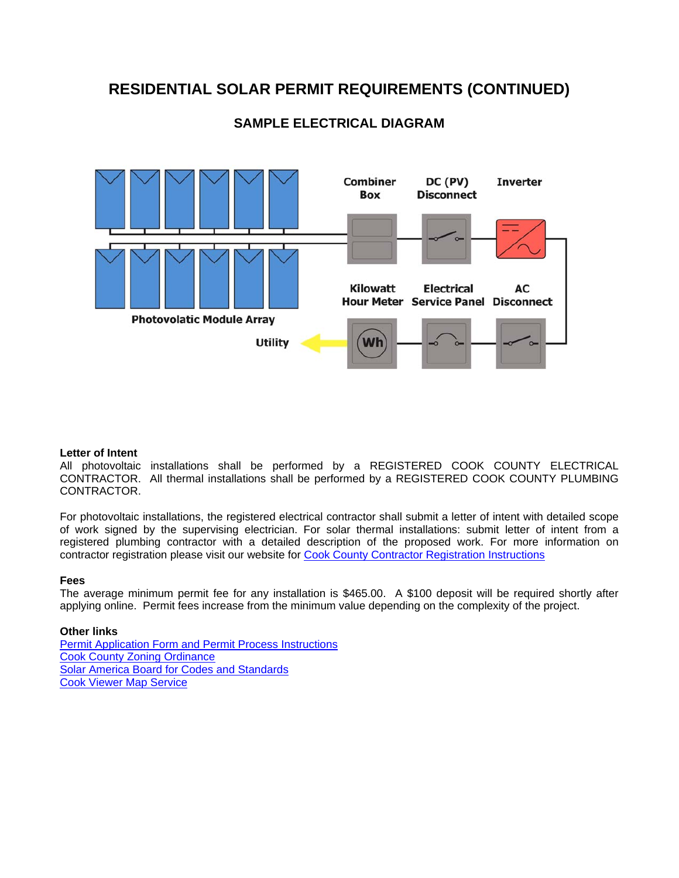# RESIDENTIAL SOLAR PERMIT REQUIREMENTS (CONTINUED)

## SAMPLE ELECTRICAL DIAGRAM

Combiner Box

DC (PV) Disconnect

Inverter

Kilowatt Hour Meter

Electrical Service Panel

AC Disconnect

Photovolatic Module Array

Utility

### Letter of Intent

All photovoltaic installations shall be performed by a REGISTERED COOK COUNTY ELECTRICAL CONTRACTOR. All thermal installations shall be performed by a REGISTERED COOK COUNTY PLUMBING CONTRACTOR.

For photovoltaic installations, the registered electrical contractor shall submit a letter of intent with detailed scope of work signed by the supervising electrician. For solar thermal installations: submit letter of intent from a registered plumbing contractor with a detailed description of the proposed work. For more information on contractor registration please visit our website for Cook County Contractor Registration Instructions

### Fees

The average minimum permit fee for any installation is $465.00. A $100 deposit will be required shortly after applying online. Permit fees increase from the minimum value depending on the complexity of the project.

### Other links

Permit Application Form and Permit Process Instructions
Cook County Zoning Ordinance
Solar America Board for Codes and Standards
Cook Viewer Map Service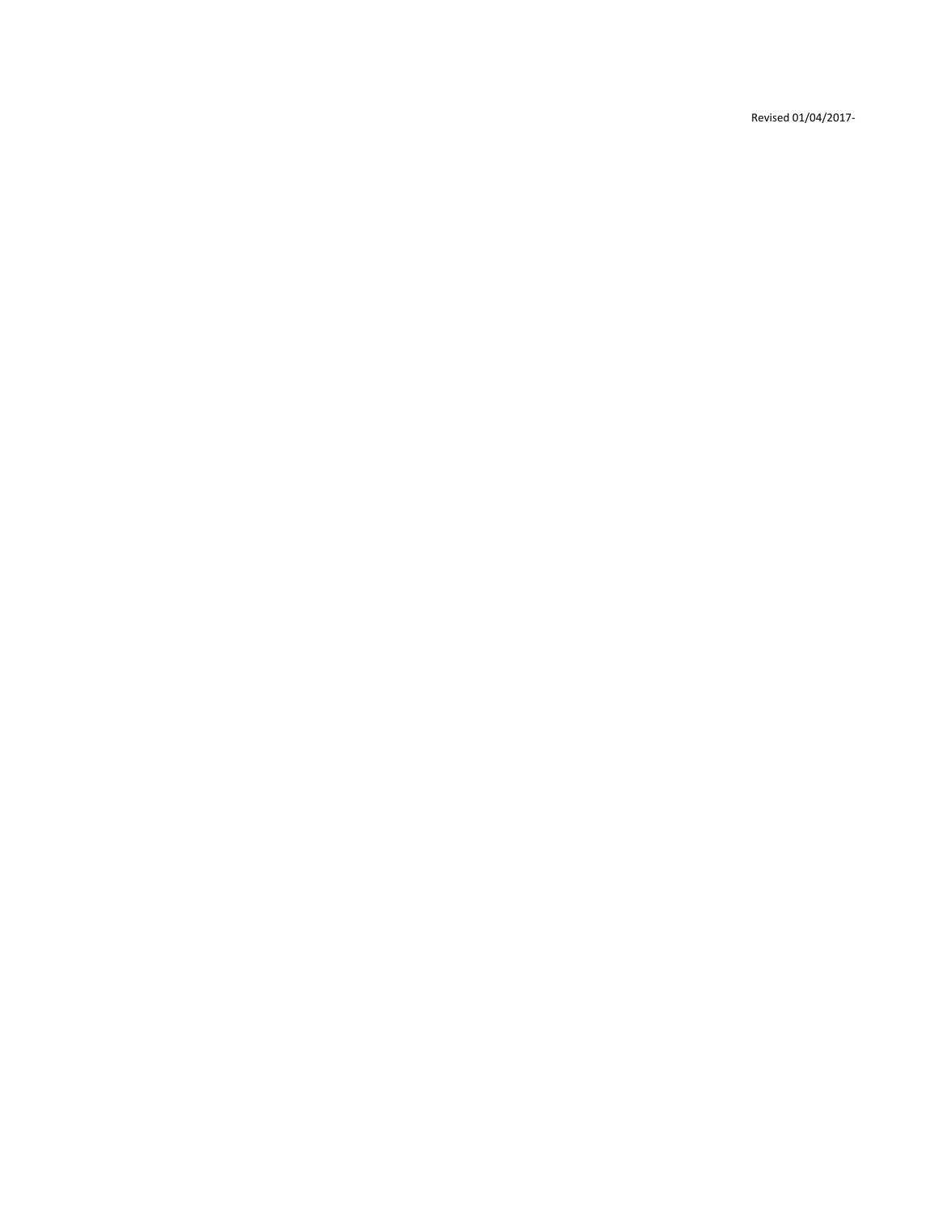Revised 01/04/2017-